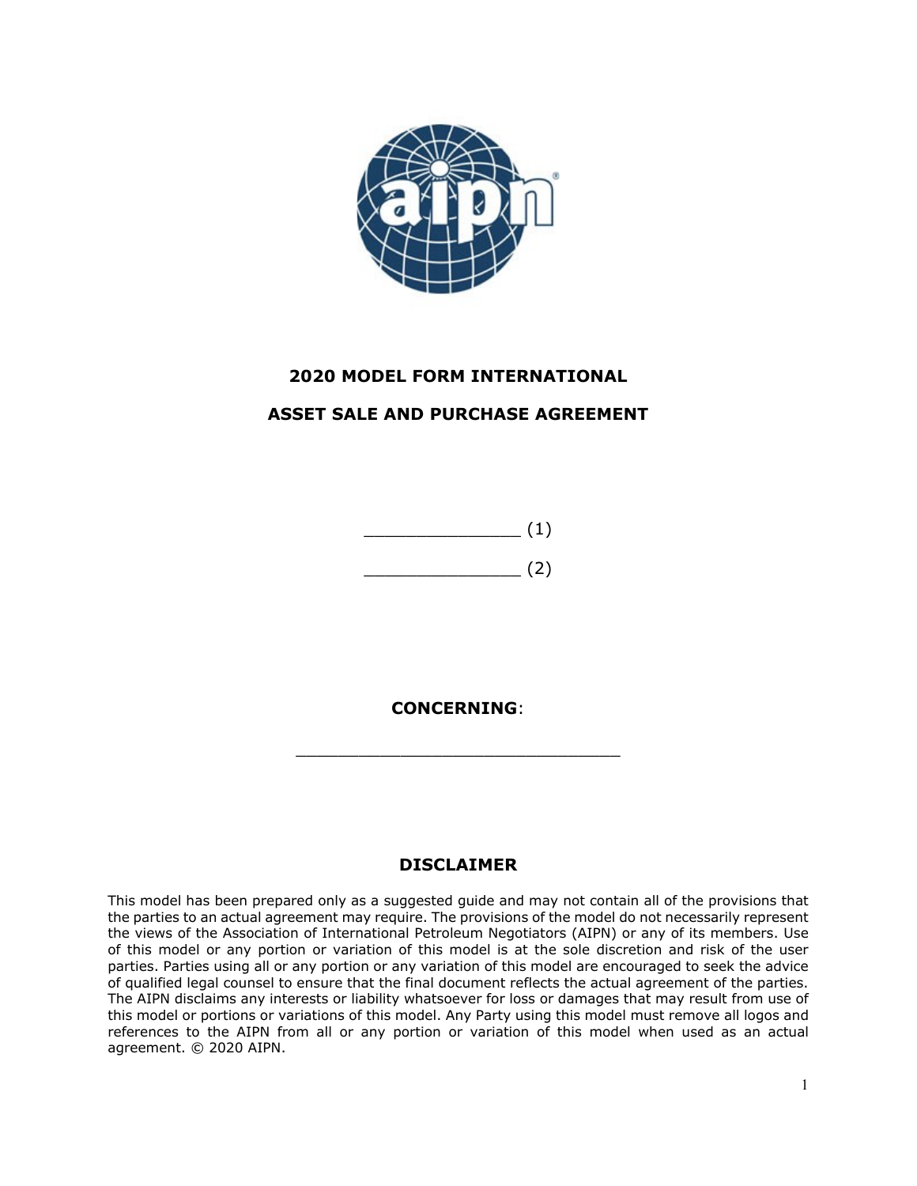**2020 MODEL FORM INTERNATIONAL**

**ASSET SALE AND PURCHASE AGREEMENT**

_______________ (1)

_______________ (2)

**CONCERNING**:

________________________________

## DISCLAIMER

This model has been prepared only as a suggested guide and may not contain all of the provisions that the parties to an actual agreement may require. The provisions of the model do not necessarily represent the views of the Association of International Petroleum Negotiators (AIPN) or any of its members. Use of this model or any portion or variation of this model is at the sole discretion and risk of the user parties. Parties using all or any portion or any variation of this model are encouraged to seek the advice of qualified legal counsel to ensure that the final document reflects the actual agreement of the parties. The AIPN disclaims any interests or liability whatsoever for loss or damages that may result from use of this model or portions or variations of this model. Any Party using this model must remove all logos and references to the AIPN from all or any portion or variation of this model when used as an actual agreement. © 2020 AIPN.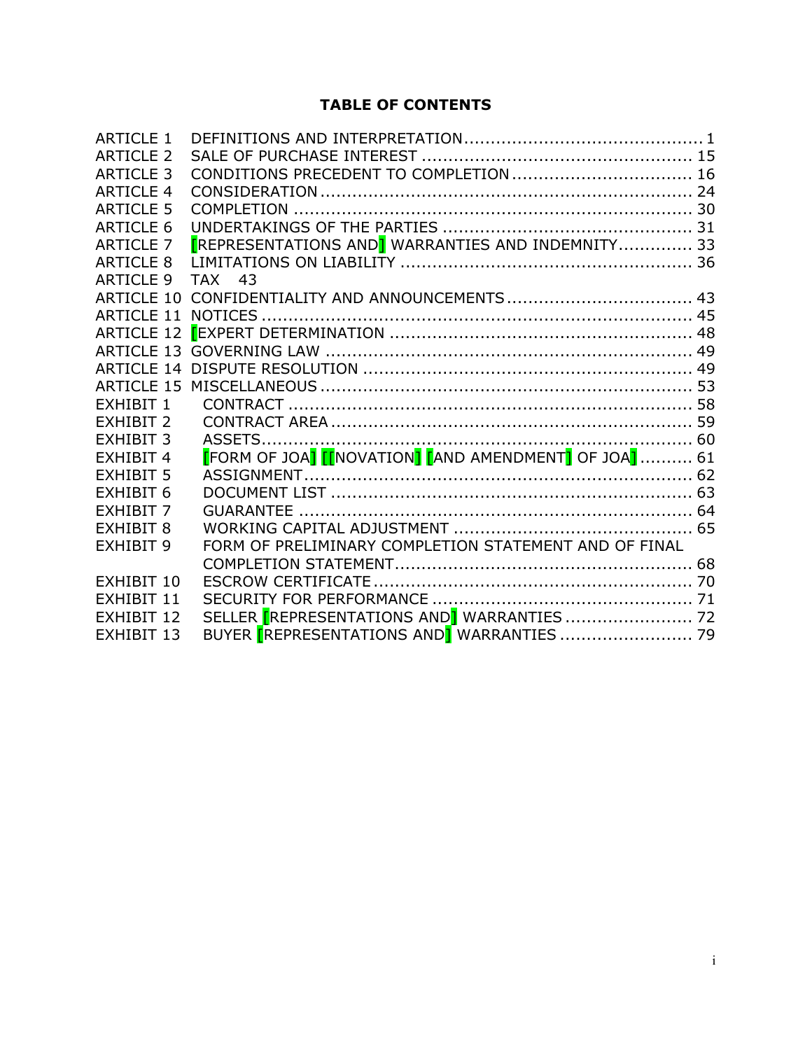# TABLE OF CONTENTS

| | | |
|---|---|---|
| ARTICLE 1 | DEFINITIONS AND INTERPRETATION | 1 |
| ARTICLE 2 | SALE OF PURCHASE INTEREST | 15 |
| ARTICLE 3 | CONDITIONS PRECEDENT TO COMPLETION | 16 |
| ARTICLE 4 | CONSIDERATION | 24 |
| ARTICLE 5 | COMPLETION | 30 |
| ARTICLE 6 | UNDERTAKINGS OF THE PARTIES | 31 |
| ARTICLE 7 | [REPRESENTATIONS AND] WARRANTIES AND INDEMNITY | 33 |
| ARTICLE 8 | LIMITATIONS ON LIABILITY | 36 |
| ARTICLE 9 | TAX | 43 |
| ARTICLE 10 | CONFIDENTIALITY AND ANNOUNCEMENTS | 43 |
| ARTICLE 11 | NOTICES | 45 |
| ARTICLE 12 | [EXPERT DETERMINATION | 48 |
| ARTICLE 13 | GOVERNING LAW | 49 |
| ARTICLE 14 | DISPUTE RESOLUTION | 49 |
| ARTICLE 15 | MISCELLANEOUS | 53 |
| EXHIBIT 1 | CONTRACT | 58 |
| EXHIBIT 2 | CONTRACT AREA | 59 |
| EXHIBIT 3 | ASSETS | 60 |
| EXHIBIT 4 | [FORM OF JOA] [[NOVATION] [AND AMENDMENT] OF JOA] | 61 |
| EXHIBIT 5 | ASSIGNMENT | 62 |
| EXHIBIT 6 | DOCUMENT LIST | 63 |
| EXHIBIT 7 | GUARANTEE | 64 |
| EXHIBIT 8 | WORKING CAPITAL ADJUSTMENT | 65 |
| EXHIBIT 9 | FORM OF PRELIMINARY COMPLETION STATEMENT AND OF FINAL COMPLETION STATEMENT | 68 |
| EXHIBIT 10 | ESCROW CERTIFICATE | 70 |
| EXHIBIT 11 | SECURITY FOR PERFORMANCE | 71 |
| EXHIBIT 12 | SELLER [REPRESENTATIONS AND] WARRANTIES | 72 |
| EXHIBIT 13 | BUYER [REPRESENTATIONS AND] WARRANTIES | 79 |